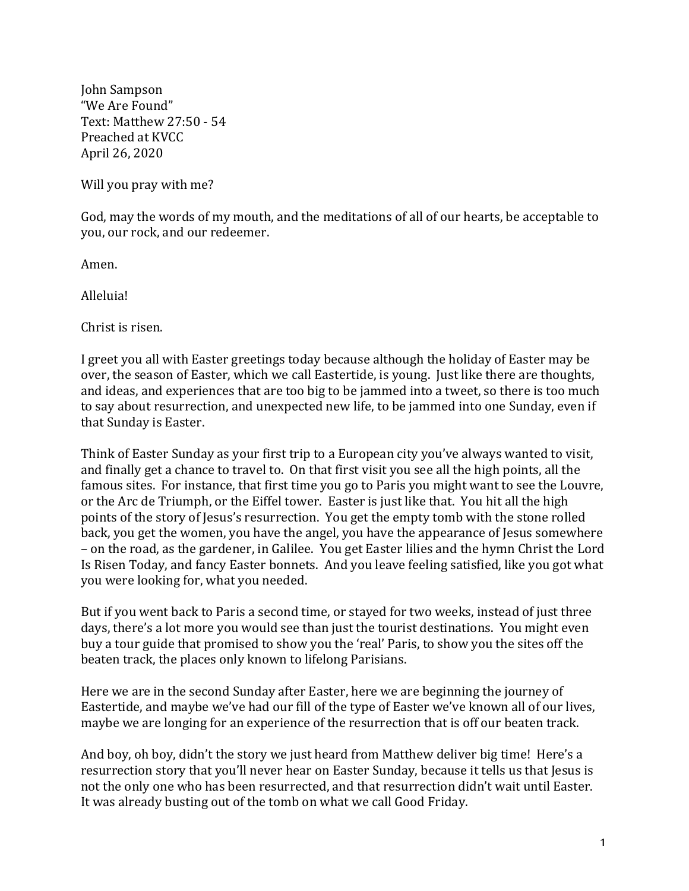John Sampson  
"We Are Found"  
Text: Matthew 27:50 - 54  
Preached at KVCC  
April 26, 2020

Will you pray with me?

God, may the words of my mouth, and the meditations of all of our hearts, be acceptable to you, our rock, and our redeemer.

Amen.

Alleluia!

Christ is risen.

I greet you all with Easter greetings today because although the holiday of Easter may be over, the season of Easter, which we call Eastertide, is young. Just like there are thoughts, and ideas, and experiences that are too big to be jammed into a tweet, so there is too much to say about resurrection, and unexpected new life, to be jammed into one Sunday, even if that Sunday is Easter.

Think of Easter Sunday as your first trip to a European city you've always wanted to visit, and finally get a chance to travel to. On that first visit you see all the high points, all the famous sites. For instance, that first time you go to Paris you might want to see the Louvre, or the Arc de Triumph, or the Eiffel tower. Easter is just like that. You hit all the high points of the story of Jesus's resurrection. You get the empty tomb with the stone rolled back, you get the women, you have the angel, you have the appearance of Jesus somewhere – on the road, as the gardener, in Galilee. You get Easter lilies and the hymn Christ the Lord Is Risen Today, and fancy Easter bonnets. And you leave feeling satisfied, like you got what you were looking for, what you needed.

But if you went back to Paris a second time, or stayed for two weeks, instead of just three days, there's a lot more you would see than just the tourist destinations. You might even buy a tour guide that promised to show you the 'real' Paris, to show you the sites off the beaten track, the places only known to lifelong Parisians.

Here we are in the second Sunday after Easter, here we are beginning the journey of Eastertide, and maybe we've had our fill of the type of Easter we've known all of our lives, maybe we are longing for an experience of the resurrection that is off our beaten track.

And boy, oh boy, didn't the story we just heard from Matthew deliver big time! Here's a resurrection story that you'll never hear on Easter Sunday, because it tells us that Jesus is not the only one who has been resurrected, and that resurrection didn't wait until Easter. It was already busting out of the tomb on what we call Good Friday.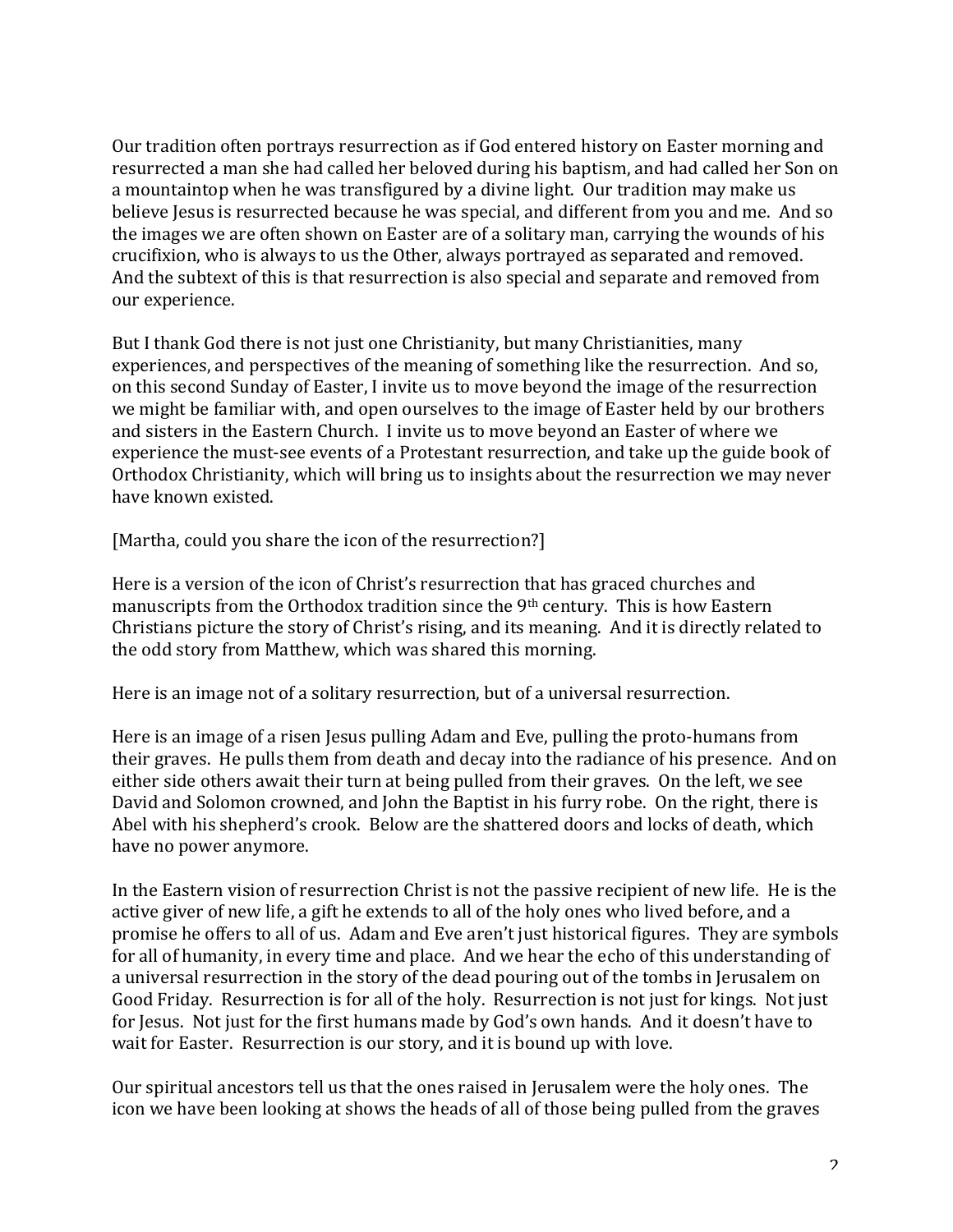Our tradition often portrays resurrection as if God entered history on Easter morning and resurrected a man she had called her beloved during his baptism, and had called her Son on a mountaintop when he was transfigured by a divine light. Our tradition may make us believe Jesus is resurrected because he was special, and different from you and me. And so the images we are often shown on Easter are of a solitary man, carrying the wounds of his crucifixion, who is always to us the Other, always portrayed as separated and removed. And the subtext of this is that resurrection is also special and separate and removed from our experience.

But I thank God there is not just one Christianity, but many Christianities, many experiences, and perspectives of the meaning of something like the resurrection. And so, on this second Sunday of Easter, I invite us to move beyond the image of the resurrection we might be familiar with, and open ourselves to the image of Easter held by our brothers and sisters in the Eastern Church. I invite us to move beyond an Easter of where we experience the must-see events of a Protestant resurrection, and take up the guide book of Orthodox Christianity, which will bring us to insights about the resurrection we may never have known existed.

[Martha, could you share the icon of the resurrection?]

Here is a version of the icon of Christ's resurrection that has graced churches and manuscripts from the Orthodox tradition since the 9th century. This is how Eastern Christians picture the story of Christ's rising, and its meaning. And it is directly related to the odd story from Matthew, which was shared this morning.

Here is an image not of a solitary resurrection, but of a universal resurrection.

Here is an image of a risen Jesus pulling Adam and Eve, pulling the proto-humans from their graves. He pulls them from death and decay into the radiance of his presence. And on either side others await their turn at being pulled from their graves. On the left, we see David and Solomon crowned, and John the Baptist in his furry robe. On the right, there is Abel with his shepherd's crook. Below are the shattered doors and locks of death, which have no power anymore.

In the Eastern vision of resurrection Christ is not the passive recipient of new life. He is the active giver of new life, a gift he extends to all of the holy ones who lived before, and a promise he offers to all of us. Adam and Eve aren't just historical figures. They are symbols for all of humanity, in every time and place. And we hear the echo of this understanding of a universal resurrection in the story of the dead pouring out of the tombs in Jerusalem on Good Friday. Resurrection is for all of the holy. Resurrection is not just for kings. Not just for Jesus. Not just for the first humans made by God's own hands. And it doesn't have to wait for Easter. Resurrection is our story, and it is bound up with love.

Our spiritual ancestors tell us that the ones raised in Jerusalem were the holy ones. The icon we have been looking at shows the heads of all of those being pulled from the graves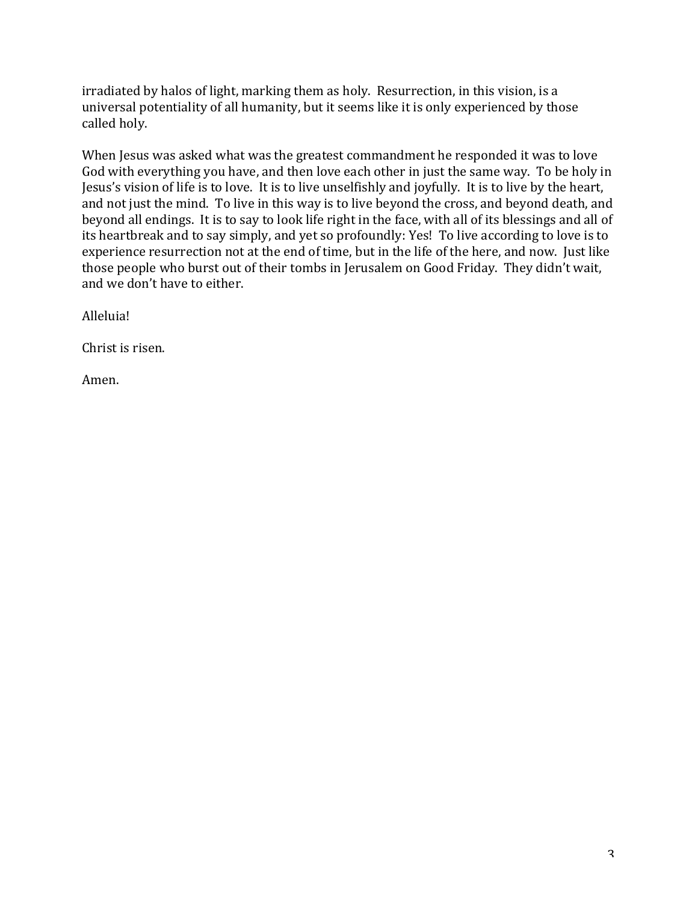irradiated by halos of light, marking them as holy. Resurrection, in this vision, is a universal potentiality of all humanity, but it seems like it is only experienced by those called holy.

When Jesus was asked what was the greatest commandment he responded it was to love God with everything you have, and then love each other in just the same way. To be holy in Jesus's vision of life is to love. It is to live unselfishly and joyfully. It is to live by the heart, and not just the mind. To live in this way is to live beyond the cross, and beyond death, and beyond all endings. It is to say to look life right in the face, with all of its blessings and all of its heartbreak and to say simply, and yet so profoundly: Yes! To live according to love is to experience resurrection not at the end of time, but in the life of the here, and now. Just like those people who burst out of their tombs in Jerusalem on Good Friday. They didn't wait, and we don't have to either.

Alleluia!

Christ is risen.

Amen.